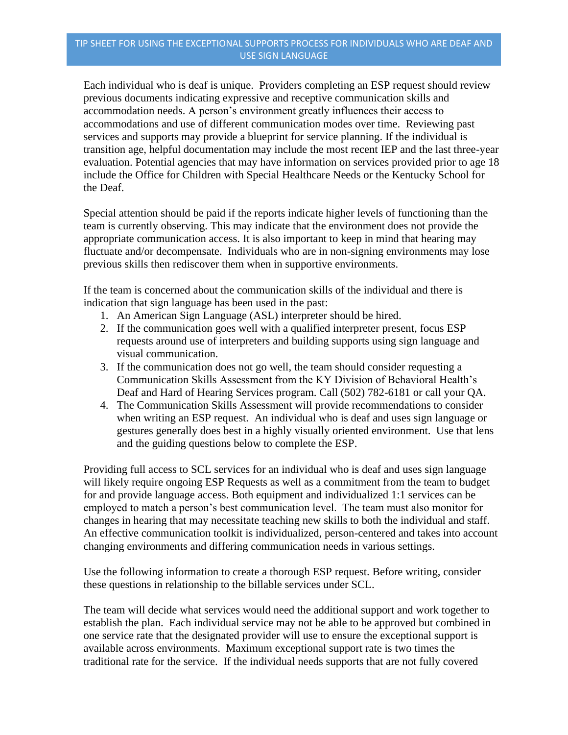# TIP SHEET FOR USING THE EXCEPTIONAL SUPPORTS PROCESS FOR INDIVIDUALS WHO ARE DEAF AND USE SIGN LANGUAGE

Each individual who is deaf is unique. Providers completing an ESP request should review previous documents indicating expressive and receptive communication skills and accommodation needs. A person's environment greatly influences their access to accommodations and use of different communication modes over time. Reviewing past services and supports may provide a blueprint for service planning. If the individual is transition age, helpful documentation may include the most recent IEP and the last three-year evaluation. Potential agencies that may have information on services provided prior to age 18 include the Office for Children with Special Healthcare Needs or the Kentucky School for the Deaf.

Special attention should be paid if the reports indicate higher levels of functioning than the team is currently observing. This may indicate that the environment does not provide the appropriate communication access. It is also important to keep in mind that hearing may fluctuate and/or decompensate. Individuals who are in non-signing environments may lose previous skills then rediscover them when in supportive environments.

If the team is concerned about the communication skills of the individual and there is indication that sign language has been used in the past:

1. An American Sign Language (ASL) interpreter should be hired.
2. If the communication goes well with a qualified interpreter present, focus ESP requests around use of interpreters and building supports using sign language and visual communication.
3. If the communication does not go well, the team should consider requesting a Communication Skills Assessment from the KY Division of Behavioral Health's Deaf and Hard of Hearing Services program. Call (502) 782-6181 or call your QA.
4. The Communication Skills Assessment will provide recommendations to consider when writing an ESP request. An individual who is deaf and uses sign language or gestures generally does best in a highly visually oriented environment. Use that lens and the guiding questions below to complete the ESP.

Providing full access to SCL services for an individual who is deaf and uses sign language will likely require ongoing ESP Requests as well as a commitment from the team to budget for and provide language access. Both equipment and individualized 1:1 services can be employed to match a person's best communication level. The team must also monitor for changes in hearing that may necessitate teaching new skills to both the individual and staff. An effective communication toolkit is individualized, person-centered and takes into account changing environments and differing communication needs in various settings.

Use the following information to create a thorough ESP request. Before writing, consider these questions in relationship to the billable services under SCL.

The team will decide what services would need the additional support and work together to establish the plan. Each individual service may not be able to be approved but combined in one service rate that the designated provider will use to ensure the exceptional support is available across environments. Maximum exceptional support rate is two times the traditional rate for the service. If the individual needs supports that are not fully covered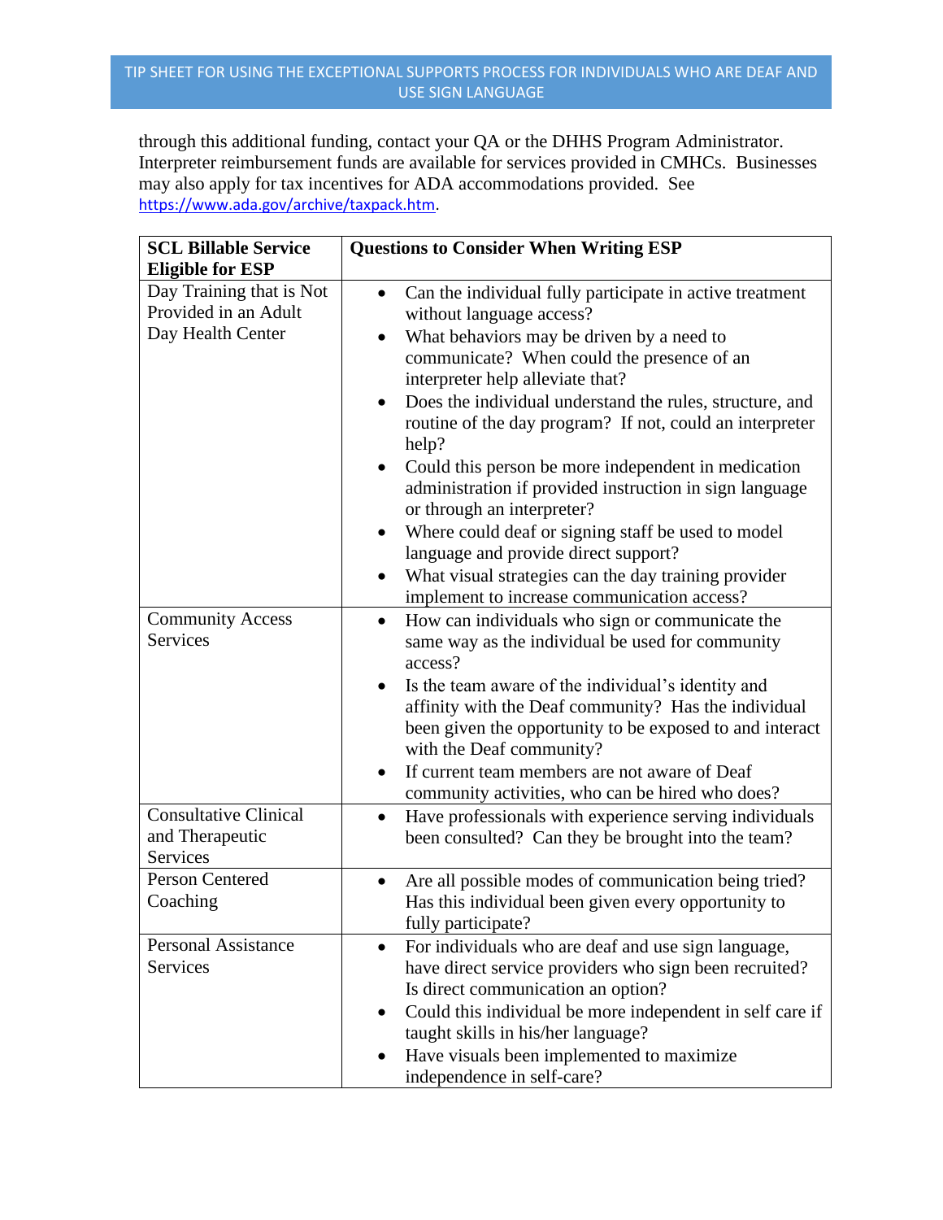through this additional funding, contact your QA or the DHHS Program Administrator. Interpreter reimbursement funds are available for services provided in CMHCs. Businesses may also apply for tax incentives for ADA accommodations provided. See https://www.ada.gov/archive/taxpack.htm.

| SCL Billable Service Eligible for ESP | Questions to Consider When Writing ESP |
|---|---|
| Day Training that is Not Provided in an Adult Day Health Center | • Can the individual fully participate in active treatment without language access?<br>• What behaviors may be driven by a need to communicate? When could the presence of an interpreter help alleviate that?<br>• Does the individual understand the rules, structure, and routine of the day program? If not, could an interpreter help?<br>• Could this person be more independent in medication administration if provided instruction in sign language or through an interpreter?<br>• Where could deaf or signing staff be used to model language and provide direct support?<br>• What visual strategies can the day training provider implement to increase communication access? |
| Community Access Services | • How can individuals who sign or communicate the same way as the individual be used for community access?<br>• Is the team aware of the individual's identity and affinity with the Deaf community? Has the individual been given the opportunity to be exposed to and interact with the Deaf community?<br>• If current team members are not aware of Deaf community activities, who can be hired who does? |
| Consultative Clinical and Therapeutic Services | • Have professionals with experience serving individuals been consulted? Can they be brought into the team? |
| Person Centered Coaching | • Are all possible modes of communication being tried? Has this individual been given every opportunity to fully participate? |
| Personal Assistance Services | • For individuals who are deaf and use sign language, have direct service providers who sign been recruited? Is direct communication an option?<br>• Could this individual be more independent in self care if taught skills in his/her language?<br>• Have visuals been implemented to maximize independence in self-care? |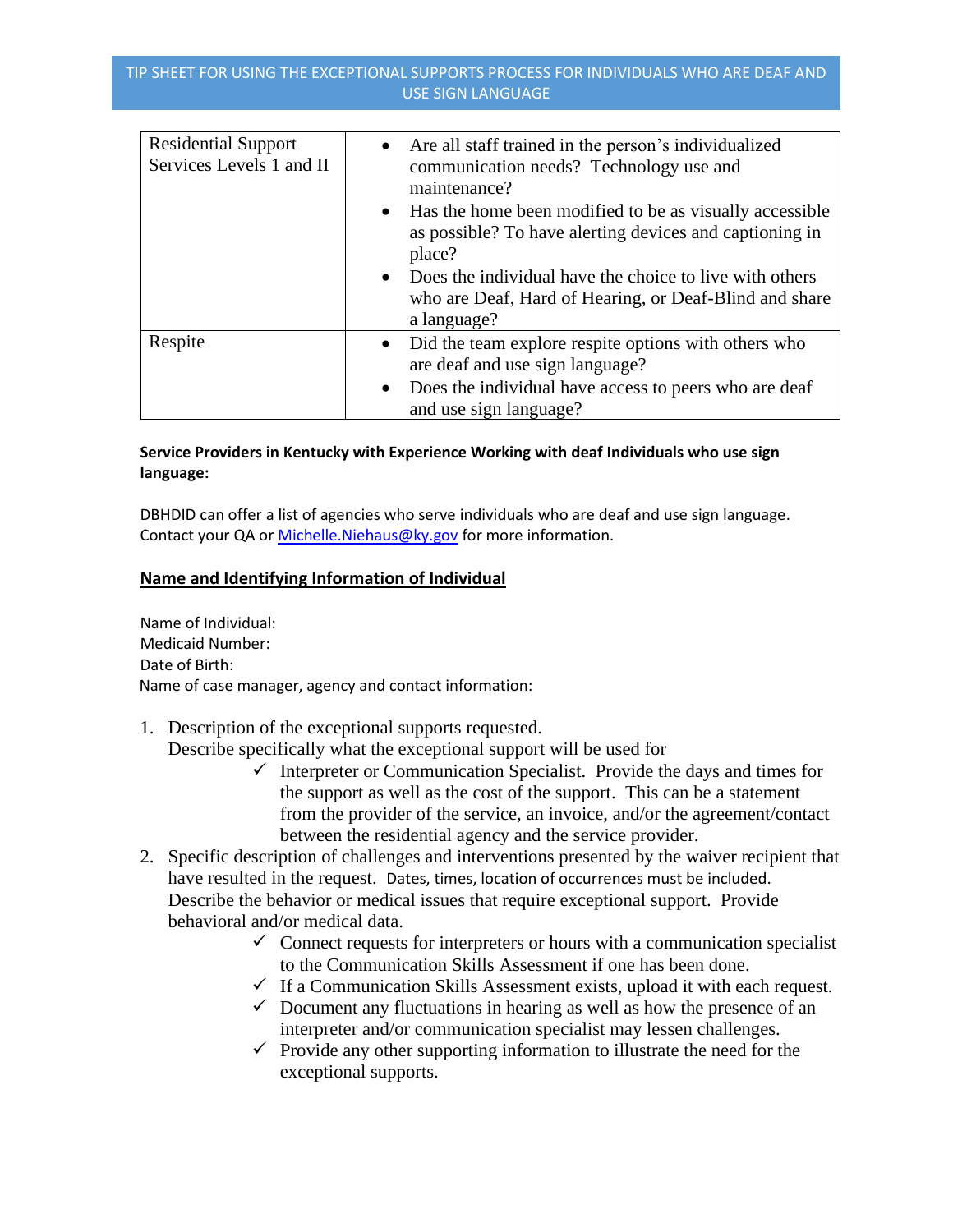| Residential Support Services Levels 1 and II | • Are all staff trained in the person's individualized communication needs? Technology use and maintenance?<br>• Has the home been modified to be as visually accessible as possible? To have alerting devices and captioning in place?<br>• Does the individual have the choice to live with others who are Deaf, Hard of Hearing, or Deaf-Blind and share a language? |
|---|---|
| Respite | • Did the team explore respite options with others who are deaf and use sign language?<br>• Does the individual have access to peers who are deaf and use sign language? |

**Service Providers in Kentucky with Experience Working with deaf Individuals who use sign language:**

DBHDID can offer a list of agencies who serve individuals who are deaf and use sign language. Contact your QA or Michelle.Niehaus@ky.gov for more information.

**Name and Identifying Information of Individual**

Name of Individual:
Medicaid Number:
Date of Birth:
Name of case manager, agency and contact information:

1. Description of the exceptional supports requested.
   Describe specifically what the exceptional support will be used for
   - ✓ Interpreter or Communication Specialist. Provide the days and times for the support as well as the cost of the support. This can be a statement from the provider of the service, an invoice, and/or the agreement/contact between the residential agency and the service provider.
2. Specific description of challenges and interventions presented by the waiver recipient that have resulted in the request. Dates, times, location of occurrences must be included. Describe the behavior or medical issues that require exceptional support. Provide behavioral and/or medical data.
   - ✓ Connect requests for interpreters or hours with a communication specialist to the Communication Skills Assessment if one has been done.
   - ✓ If a Communication Skills Assessment exists, upload it with each request.
   - ✓ Document any fluctuations in hearing as well as how the presence of an interpreter and/or communication specialist may lessen challenges.
   - ✓ Provide any other supporting information to illustrate the need for the exceptional supports.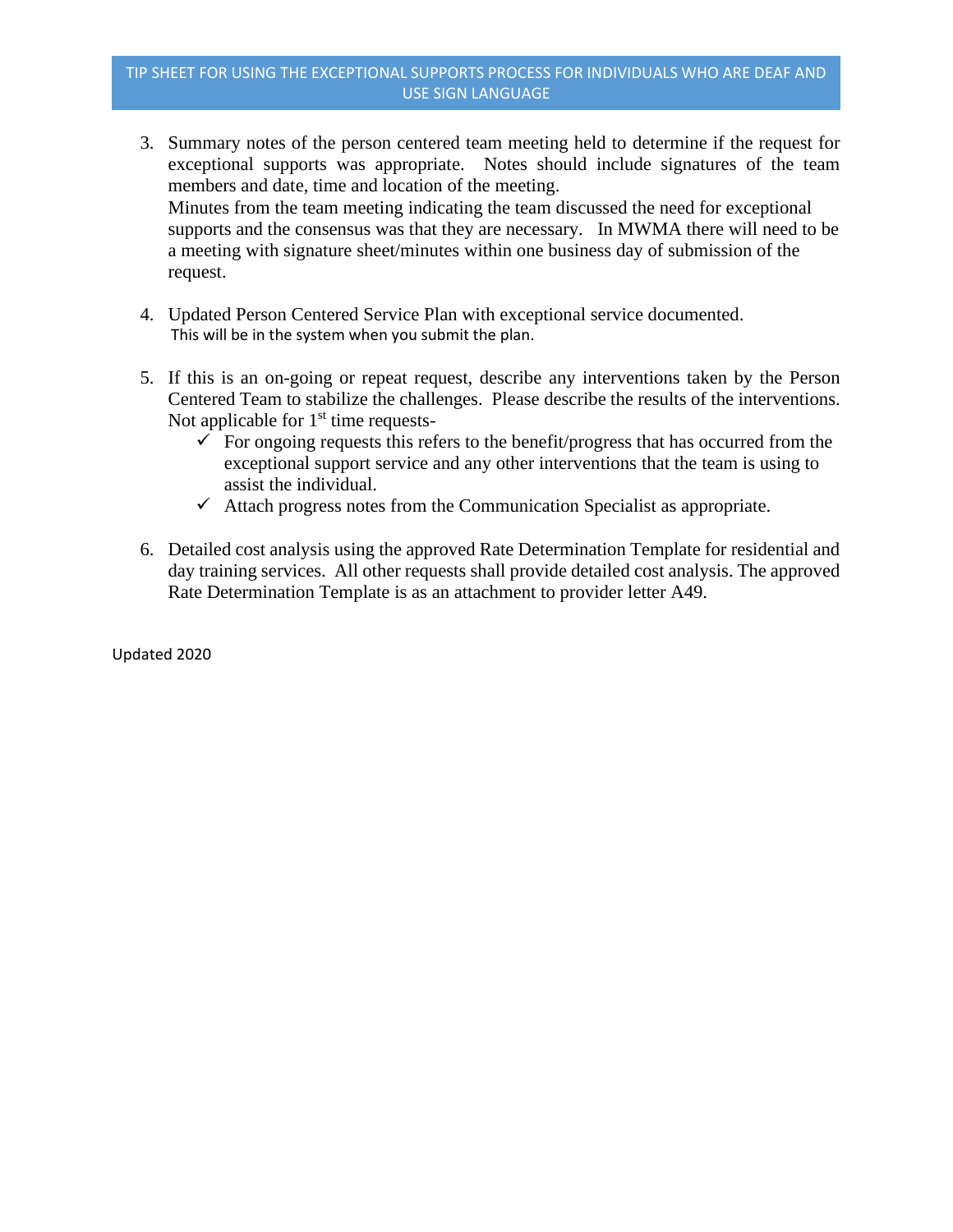3. Summary notes of the person centered team meeting held to determine if the request for exceptional supports was appropriate. Notes should include signatures of the team members and date, time and location of the meeting.
   Minutes from the team meeting indicating the team discussed the need for exceptional supports and the consensus was that they are necessary. In MWMA there will need to be a meeting with signature sheet/minutes within one business day of submission of the request.

4. Updated Person Centered Service Plan with exceptional service documented.
   This will be in the system when you submit the plan.

5. If this is an on-going or repeat request, describe any interventions taken by the Person Centered Team to stabilize the challenges. Please describe the results of the interventions. Not applicable for 1st time requests-
   - ✓ For ongoing requests this refers to the benefit/progress that has occurred from the exceptional support service and any other interventions that the team is using to assist the individual.
   - ✓ Attach progress notes from the Communication Specialist as appropriate.

6. Detailed cost analysis using the approved Rate Determination Template for residential and day training services. All other requests shall provide detailed cost analysis. The approved Rate Determination Template is as an attachment to provider letter A49.

Updated 2020